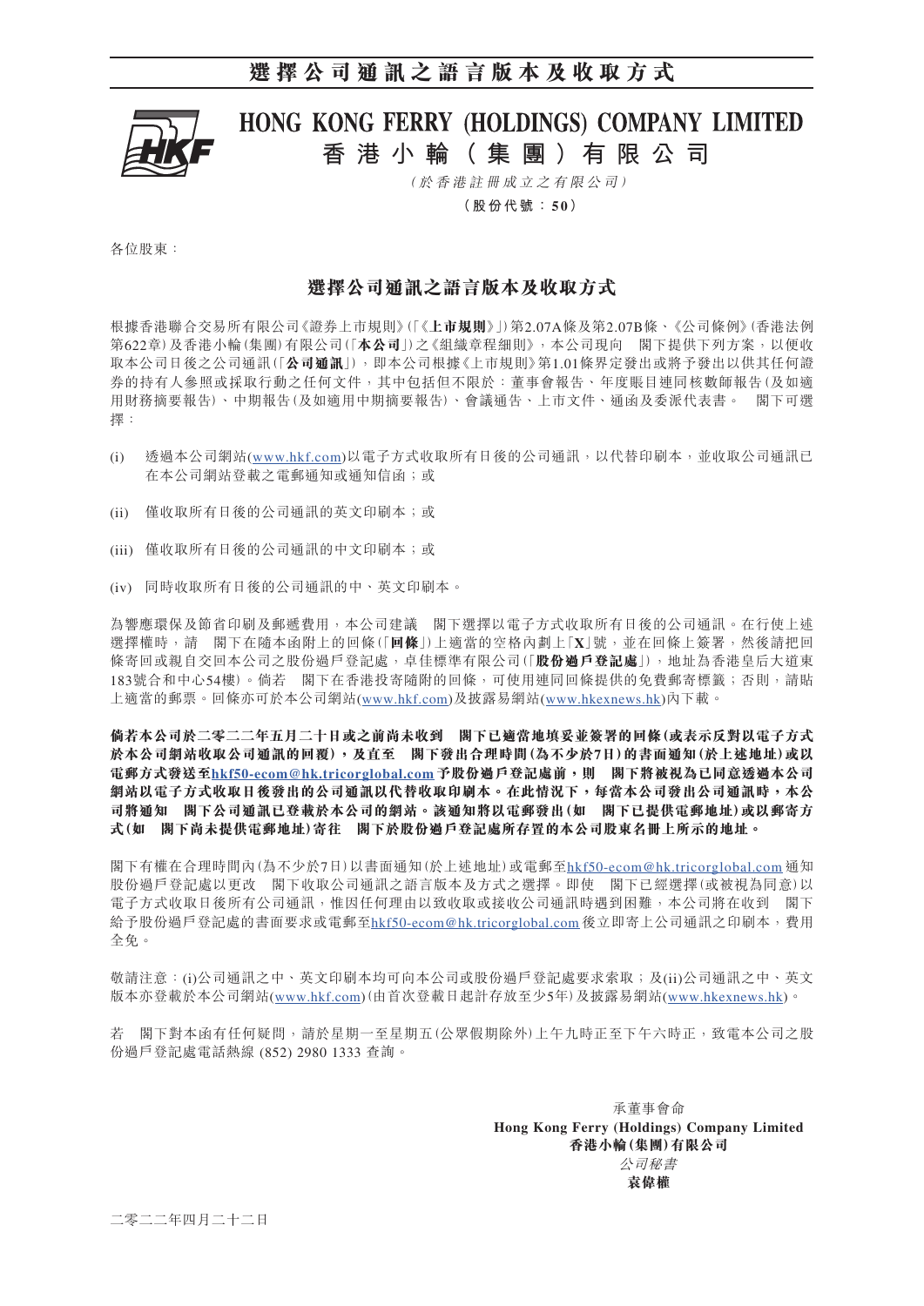# 選擇公司通訊之語言版本及收取方式

## HONG KONG FERRY (HOLDINGS) COMPANY LIMITED
## 香港小輪（集團）有限公司

*（於香港註冊成立之有限公司）*

**（股份代號：50）**

各位股東：

### 選擇公司通訊之語言版本及收取方式

根據香港聯合交易所有限公司《證券上市規則》(「《**上市規則**》」)第2.07A條及第2.07B條、《公司條例》(香港法例第622章)及香港小輪(集團)有限公司(「**本公司**」)之《組織章程細則》，本公司現向　閣下提供下列方案，以便收取本公司日後之公司通訊(「**公司通訊**」)，即本公司根據《上市規則》第1.01條界定發出或將予發出以供其任何證券的持有人參照或採取行動之任何文件，其中包括但不限於：董事會報告、年度賬目連同核數師報告(及如適用財務摘要報告)、中期報告(及如適用中期摘要報告)、會議通告、上市文件、通函及委派代表書。　閣下可選擇：

(i) 透過本公司網站(www.hkf.com)以電子方式收取所有日後的公司通訊，以代替印刷本，並收取公司通訊已在本公司網站登載之電郵通知或通知信函；或

(ii) 僅收取所有日後的公司通訊的英文印刷本；或

(iii) 僅收取所有日後的公司通訊的中文印刷本；或

(iv) 同時收取所有日後的公司通訊的中、英文印刷本。

為響應環保及節省印刷及郵遞費用，本公司建議　閣下選擇以電子方式收取所有日後的公司通訊。在行使上述選擇權時，請　閣下在隨本函附上的回條(「**回條**」)上適當的空格內劃上「**X**」號，並在回條上簽署，然後請把回條寄回或親自交回本公司之股份過戶登記處，卓佳標準有限公司(「**股份過戶登記處**」)，地址為香港皇后大道東183號合和中心54樓)。倘若　閣下在香港投寄隨附的回條，可使用連同回條提供的免費郵寄標籤；否則，請貼上適當的郵票。回條亦可於本公司網站(www.hkf.com)及披露易網站(www.hkexnews.hk)內下載。

**倘若本公司於二零二二年五月二十日或之前尚未收到　閣下已適當地填妥並簽署的回條(或表示反對以電子方式於本公司網站收取公司通訊的回覆)，及直至　閣下發出合理時間(為不少於7日)的書面通知(於上述地址)或以電郵方式發送至hkf50-ecom@hk.tricorglobal.com予股份過戶登記處前，則　閣下將被視為已同意透過本公司網站以電子方式收取日後發出的公司通訊以代替收取印刷本。在此情況下，每當本公司發出公司通訊時，本公司將通知　閣下公司通訊已登載於本公司的網站。該通知將以電郵發出(如　閣下已提供電郵地址)或以郵寄方式(如　閣下尚未提供電郵地址)寄往　閣下於股份過戶登記處所存置的本公司股東名冊上所示的地址。**

閣下有權在合理時間內(為不少於7日)以書面通知(於上述地址)或電郵至hkf50-ecom@hk.tricorglobal.com通知股份過戶登記處以更改　閣下收取公司通訊之語言版本及方式之選擇。即使　閣下已經選擇(或被視為同意)以電子方式收取日後所有公司通訊，惟因任何理由以致收取或接收公司通訊時遇到困難，本公司將在收到　閣下給予股份過戶登記處的書面要求或電郵至hkf50-ecom@hk.tricorglobal.com後立即寄上公司通訊之印刷本，費用全免。

敬請注意：(i)公司通訊之中、英文印刷本均可向本公司或股份過戶登記處要求索取；及(ii)公司通訊之中、英文版本亦登載於本公司網站(www.hkf.com)(由首次登載日起計存放至少5年)及披露易網站(www.hkexnews.hk)。

若　閣下對本函有任何疑問，請於星期一至星期五(公眾假期除外)上午九時正至下午六時正，致電本公司之股份過戶登記處電話熱線 (852) 2980 1333 查詢。

承董事會命  
**Hong Kong Ferry (Holdings) Company Limited**  
**香港小輪(集團)有限公司**  
*公司秘書*  
**袁偉權**

二零二二年四月二十二日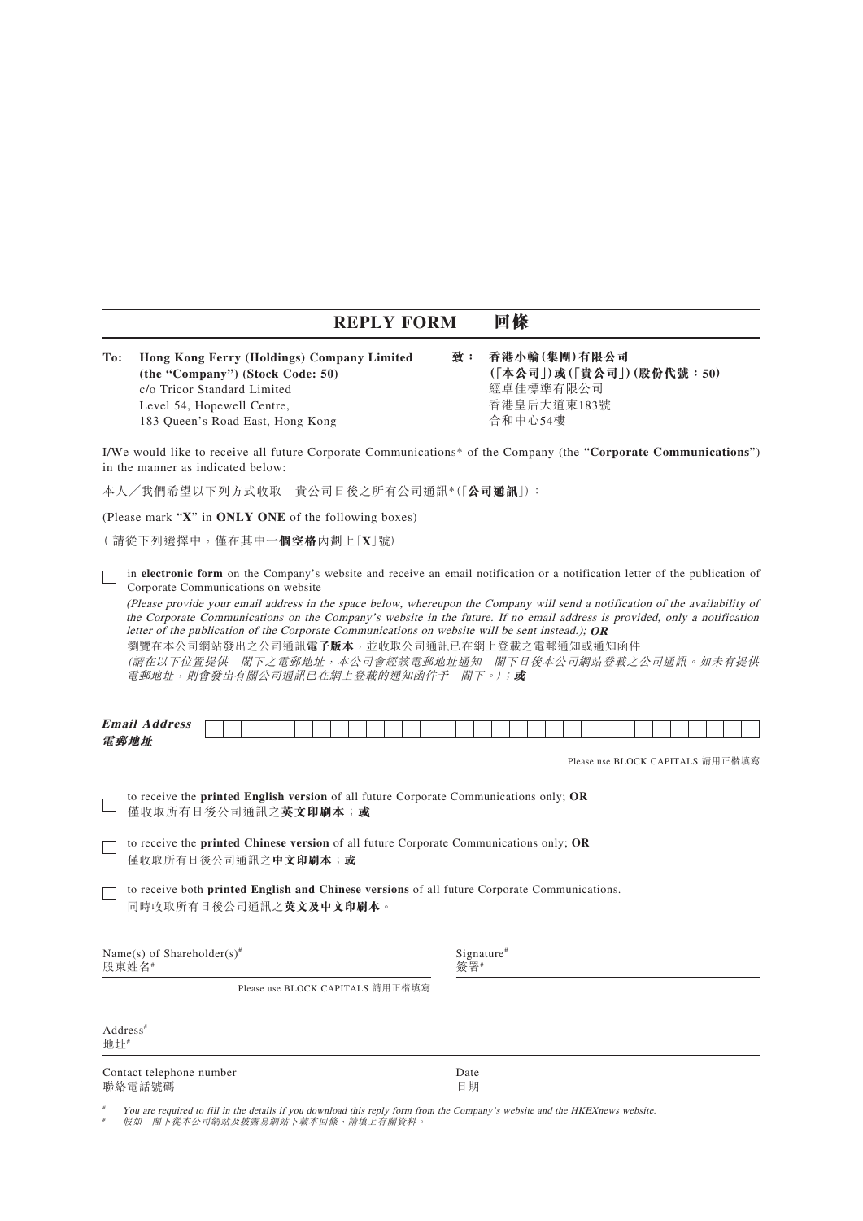# REPLY FORM 回條

**To: Hong Kong Ferry (Holdings) Company Limited**
**(the "Company") (Stock Code: 50)**
c/o Tricor Standard Limited
Level 54, Hopewell Centre,
183 Queen's Road East, Hong Kong

**致： 香港小輪(集團)有限公司**
**(「本公司」)或(「貴公司」)(股份代號：50)**
經卓佳標準有限公司
香港皇后大道東183號
合和中心54樓

I/We would like to receive all future Corporate Communications* of the Company (the "**Corporate Communications**") in the manner as indicated below:

本人╱我們希望以下列方式收取 貴公司日後之所有公司通訊*(「**公司通訊**」)：

(Please mark "**X**" in **ONLY ONE** of the following boxes)

(請從下列選擇中，僅在其中**一個空格**內劃上「**X**」號)

☐ in **electronic form** on the Company's website and receive an email notification or a notification letter of the publication of Corporate Communications on website

*(Please provide your email address in the space below, whereupon the Company will send a notification of the availability of the Corporate Communications on the Company's website in the future. If no email address is provided, only a notification letter of the publication of the Corporate Communications on website will be sent instead.);* ***OR***

瀏覽在本公司網站發出之公司通訊**電子版本**，並收取公司通訊已在網上登載之電郵通知或通知函件

*(請在以下位置提供 閣下之電郵地址，本公司會經該電郵地址通知 閣下日後本公司網站登載之公司通訊。如未有提供電郵地址，則會發出有關公司通訊已在網上登載的通知函件予 閣下。)；* ***或***

***Email Address***
***電郵地址*** ______________________________

Please use BLOCK CAPITALS 請用正楷填寫

☐ to receive the **printed English version** of all future Corporate Communications only; **OR**
僅收取所有日後公司通訊之**英文印刷本**；**或**

☐ to receive the **printed Chinese version** of all future Corporate Communications only; **OR**
僅收取所有日後公司通訊之**中文印刷本**；**或**

☐ to receive both **printed English and Chinese versions** of all future Corporate Communications.
同時收取所有日後公司通訊之**英文及中文印刷本**。

Name(s) of Shareholder(s)#
股東姓名# ______________________________

Please use BLOCK CAPITALS 請用正楷填寫

Signature#
簽署# ______________________________

Address#
地址# ______________________________

Contact telephone number
聯絡電話號碼 ______________________________

Date
日期 ______________________________

# *You are required to fill in the details if you download this reply form from the Company's website and the HKEXnews website.*

# *假如 閣下從本公司網站及披露易網站下載本回條，請填上有關資料。*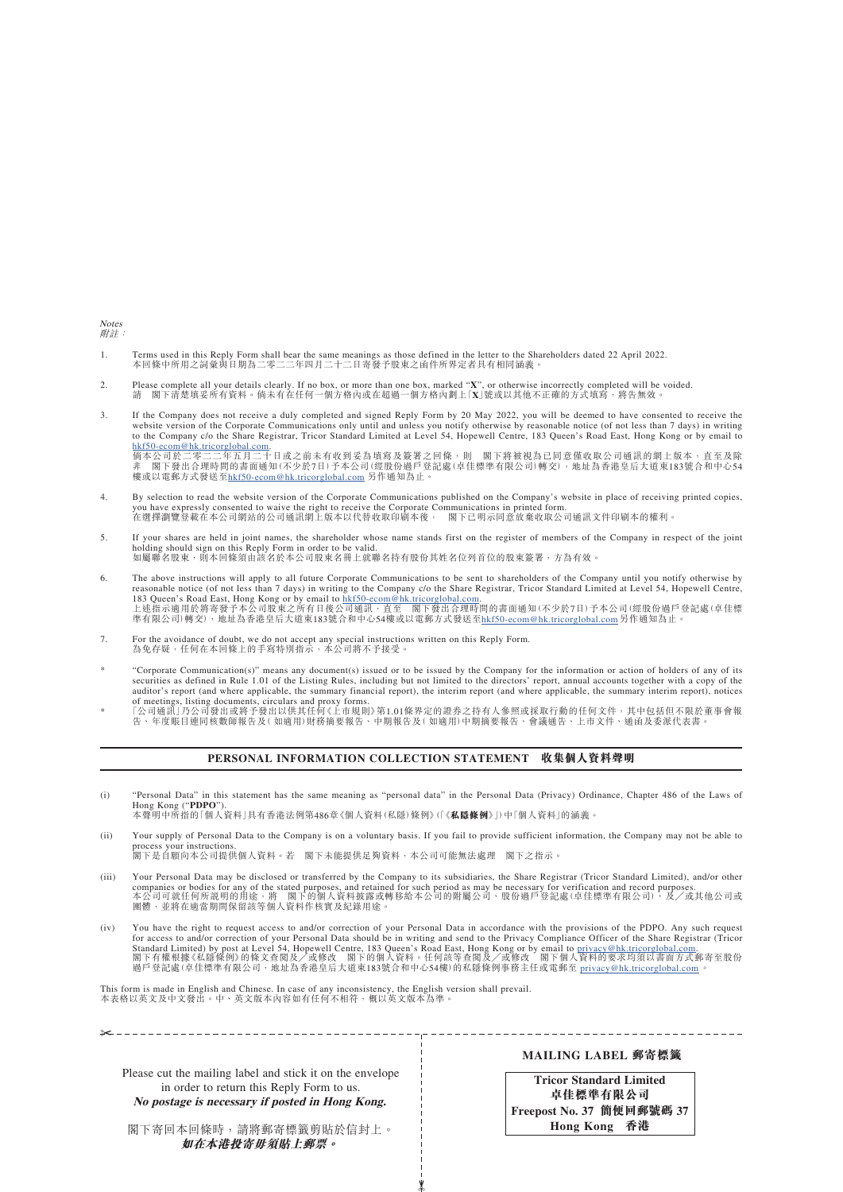*Notes*
*附註：*

1. Terms used in this Reply Form shall bear the same meanings as those defined in the letter to the Shareholders dated 22 April 2022.
本回條中所用之詞彙與日期為二零二二年四月二十二日寄發予股東之函件所界定者具有相同涵義。

2. Please complete all your details clearly. If no box, or more than one box, marked "**X**", or otherwise incorrectly completed will be voided.
請 閣下清楚填妥所有資料。倘未有在任何一個方格內或在超過一個方格內劃上「**X**」號或以其他不正確的方式填寫，將告無效。

3. If the Company does not receive a duly completed and signed Reply Form by 20 May 2022, you will be deemed to have consented to receive the website version of the Corporate Communications only until and unless you notify otherwise by reasonable notice (of not less than 7 days) in writing to the Company c/o the Share Registrar, Tricor Standard Limited at Level 54, Hopewell Centre, 183 Queen's Road East, Hong Kong or by email to hkf50-ecom@hk.tricorglobal.com.
倘本公司於二零二二年五月二十日或之前未有收到妥為填寫及簽署之回條，則 閣下將被視為已同意僅收取公司通訊的網上版本，直至及除非 閣下發出合理時間的書面通知(不少於7日)予本公司(經股份過戶登記處(卓佳標準有限公司)轉交)，地址為香港皇后大道東183號合和中心54樓或以電郵方式發送至hkf50-ecom@hk.tricorglobal.com另作通知為止。

4. By selection to read the website version of the Corporate Communications published on the Company's website in place of receiving printed copies, you have expressly consented to waive the right to receive the Corporate Communications in printed form.
在選擇瀏覽登載在本公司網站的公司通訊網上版本以代替收取印刷本後， 閣下已明示同意放棄收取公司通訊文件印刷本的權利。

5. If your shares are held in joint names, the shareholder whose name stands first on the register of members of the Company in respect of the joint holding should sign on this Reply Form in order to be valid.
如屬聯名股東，則本回條須由該名於本公司股東名冊上就聯名持有股份其姓名位列首位的股東簽署，方為有效。

6. The above instructions will apply to all future Corporate Communications to be sent to shareholders of the Company until you notify otherwise by reasonable notice (of not less than 7 days) in writing to the Company c/o the Share Registrar, Tricor Standard Limited at Level 54, Hopewell Centre, 183 Queen's Road East, Hong Kong or by email to hkf50-ecom@hk.tricorglobal.com.
上述指示適用於將寄發予本公司股東之所有日後公司通訊，直至 閣下發出合理時間的書面通知(不少於7日)予本公司(經股份過戶登記處(卓佳標準有限公司)轉交)，地址為香港皇后大道東183號合和中心54樓或以電郵方式發送至hkf50-ecom@hk.tricorglobal.com另作通知為止。

7. For the avoidance of doubt, we do not accept any special instructions written on this Reply Form.
為免存疑，任何在本回條上的手寫特別指示，本公司將不予接受。

\* "Corporate Communication(s)" means any document(s) issued or to be issued by the Company for the information or action of holders of any of its securities as defined in Rule 1.01 of the Listing Rules, including but not limited to the directors' report, annual accounts together with a copy of the auditor's report (and where applicable, the summary financial report), the interim report (and where applicable, the summary interim report), notices of meetings, listing documents, circulars and proxy forms.

\* 「公司通訊」乃公司發出或將予發出以供其任何《上市規則》第1.01條界定的證券之持有人參照或採取行動的任何文件，其中包括但不限於董事會報告、年度賬目連同核數師報告及(如適用)財務摘要報告、中期報告及(如適用)中期摘要報告、會議通告、上市文件、通函及委派代表書。

## PERSONAL INFORMATION COLLECTION STATEMENT 收集個人資料聲明

(i) "Personal Data" in this statement has the same meaning as "personal data" in the Personal Data (Privacy) Ordinance, Chapter 486 of the Laws of Hong Kong ("**PDPO**").
本聲明中所指的「個人資料」具有香港法例第486章《個人資料(私隱)條例》(「《**私隱條例**》」)中「個人資料」的涵義。

(ii) Your supply of Personal Data to the Company is on a voluntary basis. If you fail to provide sufficient information, the Company may not be able to process your instructions.
閣下是自願向本公司提供個人資料。若 閣下未能提供足夠資料，本公司可能無法處理 閣下之指示。

(iii) Your Personal Data may be disclosed or transferred by the Company to its subsidiaries, the Share Registrar (Tricor Standard Limited), and/or other companies or bodies for any of the stated purposes, and retained for such period as may be necessary for verification and record purposes.
本公司可就任何所說明的用途，將 閣下的個人資料披露或轉移給本公司的附屬公司、股份過戶登記處(卓佳標準有限公司)、及／或其他公司或團體，並將在適當期間保留該等個人資料作核實及紀錄用途。

(iv) You have the right to request access to and/or correction of your Personal Data in accordance with the provisions of the PDPO. Any such request for access to and/or correction of your Personal Data should be in writing and send to the Privacy Compliance Officer of the Share Registrar (Tricor Standard Limited) by post at Level 54, Hopewell Centre, 183 Queen's Road East, Hong Kong or by email to privacy@hk.tricorglobal.com.
閣下有權根據《私隱條例》的條文查閱及／或修改 閣下的個人資料。任何該等查閱及／或修改 閣下個人資料的要求均須以書面方式郵寄至股份過戶登記處(卓佳標準有限公司，地址為香港皇后大道東183號合和中心54樓)的私隱條例事務主任或電郵至privacy@hk.tricorglobal.com。

This form is made in English and Chinese. In case of any inconsistency, the English version shall prevail.
本表格以英文及中文發出。中、英文版本內容如有任何不相符，概以英文版本為準。

Please cut the mailing label and stick it on the envelope in order to return this Reply Form to us.
***No postage is necessary if posted in Hong Kong.***

閣下寄回本回條時，請將郵寄標籤剪貼於信封上。
***如在本港投寄毋須貼上郵票。***

**MAILING LABEL 郵寄標籤**

**Tricor Standard Limited**
**卓佳標準有限公司**
**Freepost No. 37 簡便回郵號碼 37**
**Hong Kong 香港**